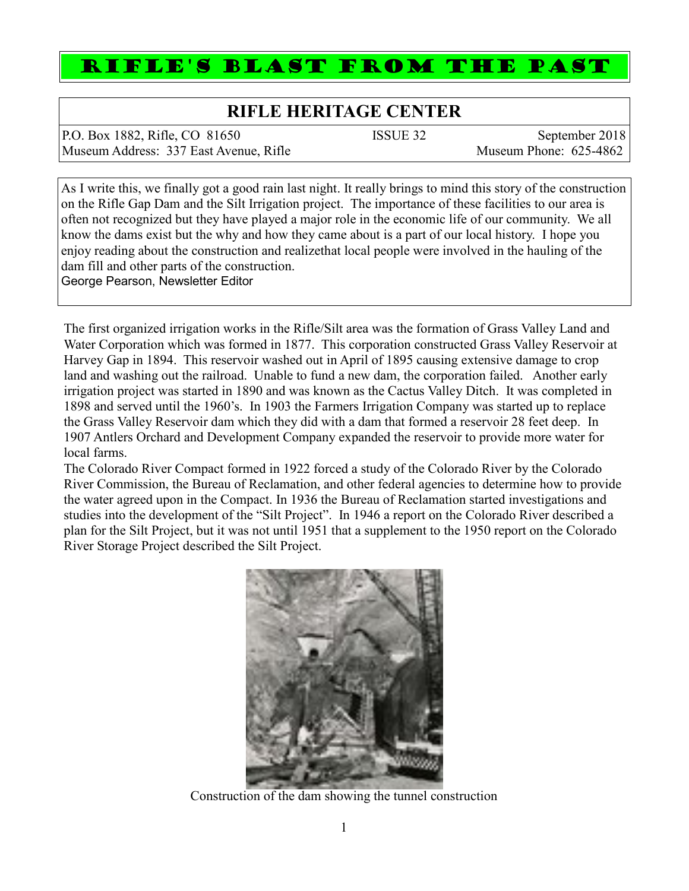# RIFLE'S BLAST FROM THE PAST

## RIFLE HERITAGE CENTER

P.O. Box 1882, Rifle, CO 81650 | ISSUE 32 | September 2018
Museum Address: 337 East Avenue, Rifle | Museum Phone: 625-4862

As I write this, we finally got a good rain last night. It really brings to mind this story of the construction on the Rifle Gap Dam and the Silt Irrigation project. The importance of these facilities to our area is often not recognized but they have played a major role in the economic life of our community. We all know the dams exist but the why and how they came about is a part of our local history. I hope you enjoy reading about the construction and realizethat local people were involved in the hauling of the dam fill and other parts of the construction.
George Pearson, Newsletter Editor

The first organized irrigation works in the Rifle/Silt area was the formation of Grass Valley Land and Water Corporation which was formed in 1877. This corporation constructed Grass Valley Reservoir at Harvey Gap in 1894. This reservoir washed out in April of 1895 causing extensive damage to crop land and washing out the railroad. Unable to fund a new dam, the corporation failed. Another early irrigation project was started in 1890 and was known as the Cactus Valley Ditch. It was completed in 1898 and served until the 1960's. In 1903 the Farmers Irrigation Company was started up to replace the Grass Valley Reservoir dam which they did with a dam that formed a reservoir 28 feet deep. In 1907 Antlers Orchard and Development Company expanded the reservoir to provide more water for local farms.

The Colorado River Compact formed in 1922 forced a study of the Colorado River by the Colorado River Commission, the Bureau of Reclamation, and other federal agencies to determine how to provide the water agreed upon in the Compact. In 1936 the Bureau of Reclamation started investigations and studies into the development of the "Silt Project". In 1946 a report on the Colorado River described a plan for the Silt Project, but it was not until 1951 that a supplement to the 1950 report on the Colorado River Storage Project described the Silt Project.

Construction of the dam showing the tunnel construction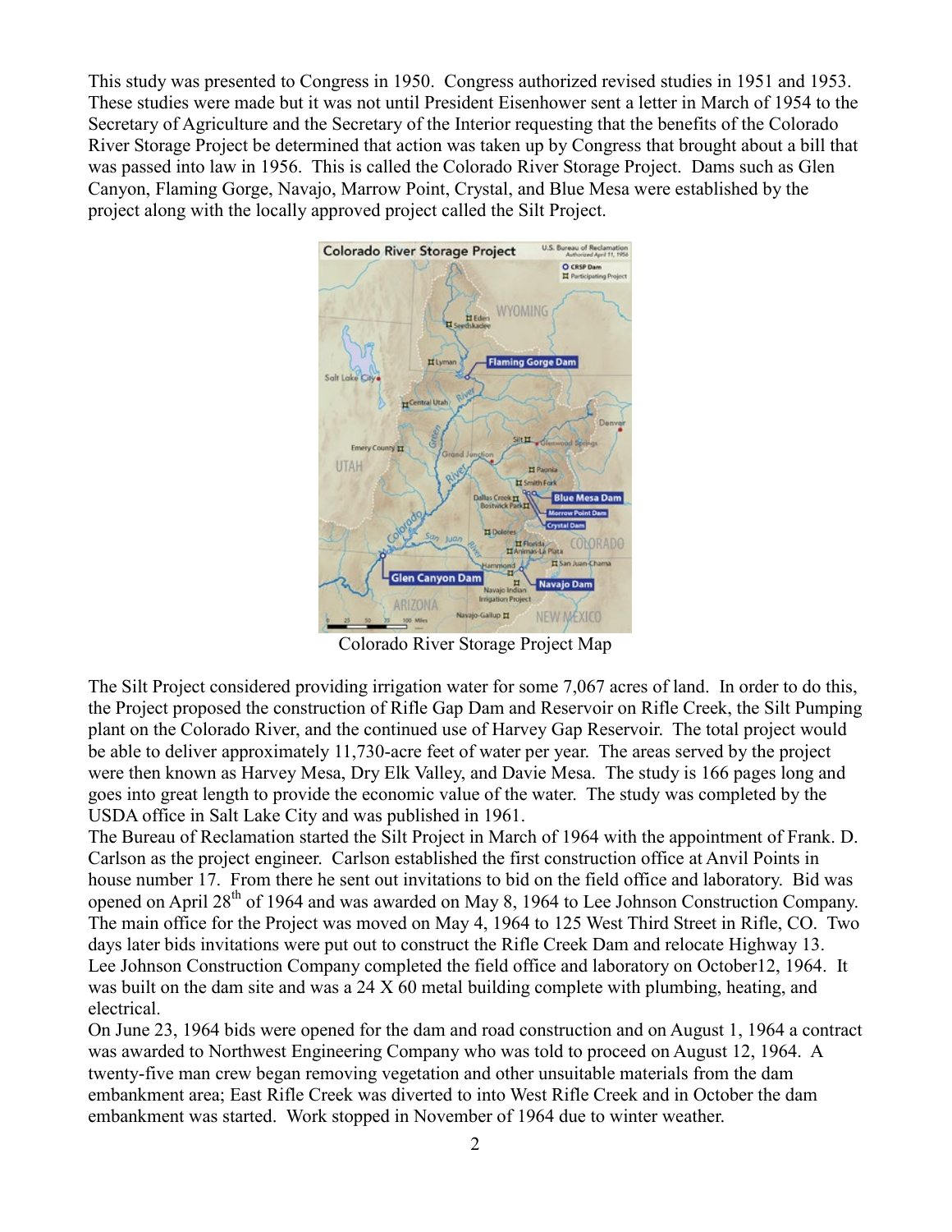This study was presented to Congress in 1950. Congress authorized revised studies in 1951 and 1953. These studies were made but it was not until President Eisenhower sent a letter in March of 1954 to the Secretary of Agriculture and the Secretary of the Interior requesting that the benefits of the Colorado River Storage Project be determined that action was taken up by Congress that brought about a bill that was passed into law in 1956. This is called the Colorado River Storage Project. Dams such as Glen Canyon, Flaming Gorge, Navajo, Marrow Point, Crystal, and Blue Mesa were established by the project along with the locally approved project called the Silt Project.

Colorado River Storage Project Map

The Silt Project considered providing irrigation water for some 7,067 acres of land. In order to do this, the Project proposed the construction of Rifle Gap Dam and Reservoir on Rifle Creek, the Silt Pumping plant on the Colorado River, and the continued use of Harvey Gap Reservoir. The total project would be able to deliver approximately 11,730-acre feet of water per year. The areas served by the project were then known as Harvey Mesa, Dry Elk Valley, and Davie Mesa. The study is 166 pages long and goes into great length to provide the economic value of the water. The study was completed by the USDA office in Salt Lake City and was published in 1961.

The Bureau of Reclamation started the Silt Project in March of 1964 with the appointment of Frank. D. Carlson as the project engineer. Carlson established the first construction office at Anvil Points in house number 17. From there he sent out invitations to bid on the field office and laboratory. Bid was opened on April 28th of 1964 and was awarded on May 8, 1964 to Lee Johnson Construction Company. The main office for the Project was moved on May 4, 1964 to 125 West Third Street in Rifle, CO. Two days later bids invitations were put out to construct the Rifle Creek Dam and relocate Highway 13. Lee Johnson Construction Company completed the field office and laboratory on October12, 1964. It was built on the dam site and was a 24 X 60 metal building complete with plumbing, heating, and electrical.

On June 23, 1964 bids were opened for the dam and road construction and on August 1, 1964 a contract was awarded to Northwest Engineering Company who was told to proceed on August 12, 1964. A twenty-five man crew began removing vegetation and other unsuitable materials from the dam embankment area; East Rifle Creek was diverted to into West Rifle Creek and in October the dam embankment was started. Work stopped in November of 1964 due to winter weather.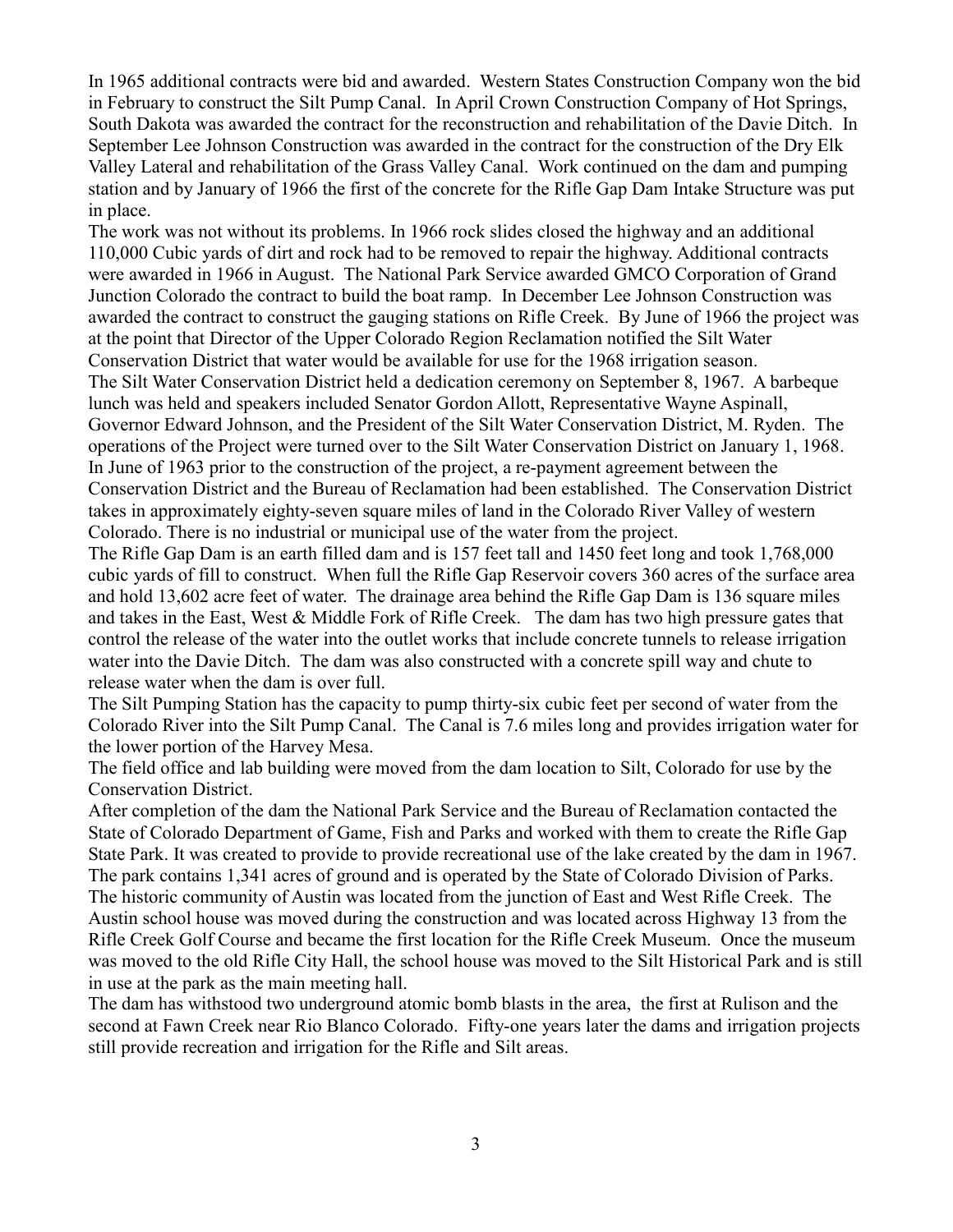In 1965 additional contracts were bid and awarded. Western States Construction Company won the bid in February to construct the Silt Pump Canal. In April Crown Construction Company of Hot Springs, South Dakota was awarded the contract for the reconstruction and rehabilitation of the Davie Ditch. In September Lee Johnson Construction was awarded in the contract for the construction of the Dry Elk Valley Lateral and rehabilitation of the Grass Valley Canal. Work continued on the dam and pumping station and by January of 1966 the first of the concrete for the Rifle Gap Dam Intake Structure was put in place.

The work was not without its problems. In 1966 rock slides closed the highway and an additional 110,000 Cubic yards of dirt and rock had to be removed to repair the highway. Additional contracts were awarded in 1966 in August. The National Park Service awarded GMCO Corporation of Grand Junction Colorado the contract to build the boat ramp. In December Lee Johnson Construction was awarded the contract to construct the gauging stations on Rifle Creek. By June of 1966 the project was at the point that Director of the Upper Colorado Region Reclamation notified the Silt Water Conservation District that water would be available for use for the 1968 irrigation season.

The Silt Water Conservation District held a dedication ceremony on September 8, 1967. A barbeque lunch was held and speakers included Senator Gordon Allott, Representative Wayne Aspinall, Governor Edward Johnson, and the President of the Silt Water Conservation District, M. Ryden. The operations of the Project were turned over to the Silt Water Conservation District on January 1, 1968.

In June of 1963 prior to the construction of the project, a re-payment agreement between the Conservation District and the Bureau of Reclamation had been established. The Conservation District takes in approximately eighty-seven square miles of land in the Colorado River Valley of western Colorado. There is no industrial or municipal use of the water from the project.

The Rifle Gap Dam is an earth filled dam and is 157 feet tall and 1450 feet long and took 1,768,000 cubic yards of fill to construct. When full the Rifle Gap Reservoir covers 360 acres of the surface area and hold 13,602 acre feet of water. The drainage area behind the Rifle Gap Dam is 136 square miles and takes in the East, West & Middle Fork of Rifle Creek. The dam has two high pressure gates that control the release of the water into the outlet works that include concrete tunnels to release irrigation water into the Davie Ditch. The dam was also constructed with a concrete spill way and chute to release water when the dam is over full.

The Silt Pumping Station has the capacity to pump thirty-six cubic feet per second of water from the Colorado River into the Silt Pump Canal. The Canal is 7.6 miles long and provides irrigation water for the lower portion of the Harvey Mesa.

The field office and lab building were moved from the dam location to Silt, Colorado for use by the Conservation District.

After completion of the dam the National Park Service and the Bureau of Reclamation contacted the State of Colorado Department of Game, Fish and Parks and worked with them to create the Rifle Gap State Park. It was created to provide to provide recreational use of the lake created by the dam in 1967. The park contains 1,341 acres of ground and is operated by the State of Colorado Division of Parks.

The historic community of Austin was located from the junction of East and West Rifle Creek. The Austin school house was moved during the construction and was located across Highway 13 from the Rifle Creek Golf Course and became the first location for the Rifle Creek Museum. Once the museum was moved to the old Rifle City Hall, the school house was moved to the Silt Historical Park and is still in use at the park as the main meeting hall.

The dam has withstood two underground atomic bomb blasts in the area, the first at Rulison and the second at Fawn Creek near Rio Blanco Colorado. Fifty-one years later the dams and irrigation projects still provide recreation and irrigation for the Rifle and Silt areas.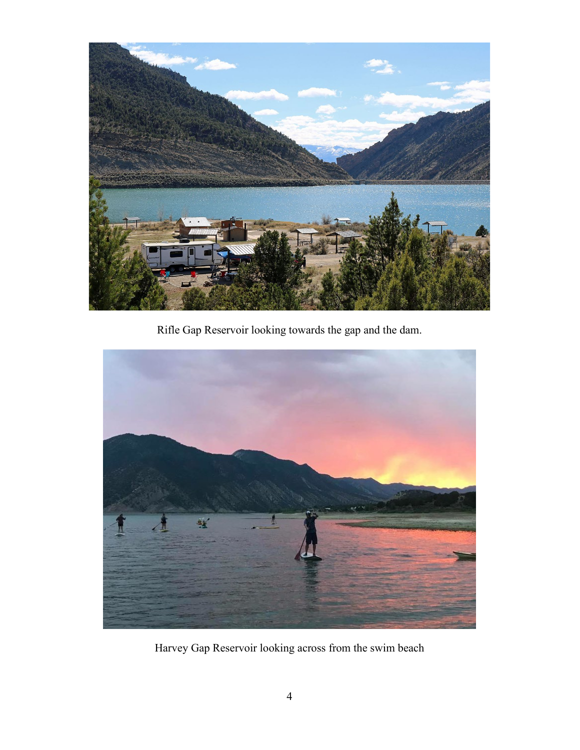Rifle Gap Reservoir looking towards the gap and the dam.

Harvey Gap Reservoir looking across from the swim beach